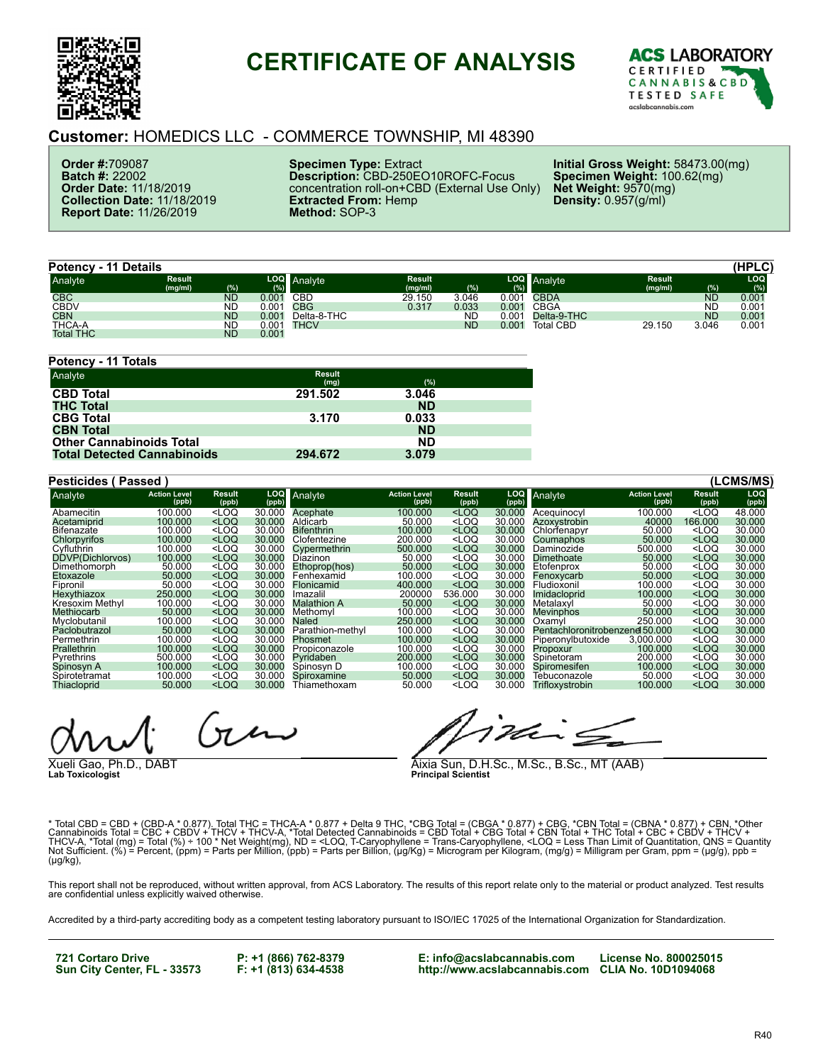# CERTIFICATE OF ANALYSIS

ACS LABORATORY
CERTIFIED CANNABIS & CBD TESTED SAFE
acslabcannabis.com

## Customer: HOMEDICS LLC - COMMERCE TOWNSHIP, MI 48390

**Order #:** 709087
**Batch #:** 22002
**Order Date:** 11/18/2019
**Collection Date:** 11/18/2019
**Report Date:** 11/26/2019

**Specimen Type:** Extract
**Description:** CBD-250EO10ROFC-Focus concentration roll-on+CBD (External Use Only)
**Extracted From:** Hemp
**Method:** SOP-3

**Initial Gross Weight:** 58473.00(mg)
**Specimen Weight:** 100.62(mg)
**Net Weight:** 9570(mg)
**Density:** 0.957(g/ml)

### Potency - 11 Details (HPLC)

| Analyte | Result (mg/ml) | (%) | LOQ (%) | Analyte | Result (mg/ml) | (%) | LOQ (%) | Analyte | Result (mg/ml) | (%) | LOQ (%) |
|---|---|---|---|---|---|---|---|---|---|---|---|
| CBC | | ND | 0.001 | CBD | 29.150 | 3.046 | 0.001 | CBDA | | ND | 0.001 |
| CBDV | | ND | 0.001 | CBG | 0.317 | 0.033 | 0.001 | CBGA | | ND | 0.001 |
| CBN | | ND | 0.001 | Delta-8-THC | | ND | 0.001 | Delta-9-THC | | ND | 0.001 |
| THCA-A | | ND | 0.001 | THCV | | ND | 0.001 | Total CBD | 29.150 | 3.046 | 0.001 |
| Total THC | | ND | 0.001 | | | | | | | | |

### Potency - 11 Totals

| Analyte | Result (mg) | (%) |
|---|---|---|
| **CBD Total** | **291.502** | **3.046** |
| **THC Total** | | **ND** |
| **CBG Total** | **3.170** | **0.033** |
| **CBN Total** | | **ND** |
| **Other Cannabinoids Total** | | **ND** |
| **Total Detected Cannabinoids** | **294.672** | **3.079** |

### Pesticides ( Passed ) (LCMS/MS)

| Analyte | Action Level (ppb) | Result (ppb) | LOQ (ppb) | Analyte | Action Level (ppb) | Result (ppb) | LOQ (ppb) | Analyte | Action Level (ppb) | Result (ppb) | LOQ (ppb) |
|---|---|---|---|---|---|---|---|---|---|---|---|
| Abamecitin | 100.000 | <LOQ | 30.000 | Acephate | 100.000 | <LOQ | 30.000 | Acequinocyl | 100.000 | <LOQ | 48.000 |
| Acetamiprid | 100.000 | <LOQ | 30.000 | Aldicarb | 50.000 | <LOQ | 30.000 | Azoxystrobin | 40000 | 166.000 | 30.000 |
| Bifenazate | 100.000 | <LOQ | 30.000 | Bifenthrin | 100.000 | <LOQ | 30.000 | Chlorfenapyr | 50.000 | <LOQ | 30.000 |
| Chlorpyrifos | 100.000 | <LOQ | 30.000 | Clofentezine | 200.000 | <LOQ | 30.000 | Coumaphos | 50.000 | <LOQ | 30.000 |
| Cyfluthrin | 100.000 | <LOQ | 30.000 | Cypermethrin | 500.000 | <LOQ | 30.000 | Daminozide | 500.000 | <LOQ | 30.000 |
| DDVP(Dichlorvos) | 100.000 | <LOQ | 30.000 | Diazinon | 50.000 | <LOQ | 30.000 | Dimethoate | 50.000 | <LOQ | 30.000 |
| Dimethomorph | 50.000 | <LOQ | 30.000 | Ethoprop(hos) | 50.000 | <LOQ | 30.000 | Etofenprox | 50.000 | <LOQ | 30.000 |
| Etoxazole | 50.000 | <LOQ | 30.000 | Fenhexamid | 100.000 | <LOQ | 30.000 | Fenoxycarb | 50.000 | <LOQ | 30.000 |
| Fipronil | 50.000 | <LOQ | 30.000 | Flonicamid | 400.000 | <LOQ | 30.000 | Fludioxonil | 100.000 | <LOQ | 30.000 |
| Hexythiazox | 250.000 | <LOQ | 30.000 | Imazalil | 200000 | 536.000 | 30.000 | Imidacloprid | 100.000 | <LOQ | 30.000 |
| Kresoxim Methyl | 100.000 | <LOQ | 30.000 | Malathion A | 50.000 | <LOQ | 30.000 | Metalaxyl | 50.000 | <LOQ | 30.000 |
| Methiocarb | 50.000 | <LOQ | 30.000 | Methomyl | 100.000 | <LOQ | 30.000 | Mevinphos | 50.000 | <LOQ | 30.000 |
| Myclobutanil | 100.000 | <LOQ | 30.000 | Naled | 250.000 | <LOQ | 30.000 | Oxamyl | 250.000 | <LOQ | 30.000 |
| Paclobutrazol | 50.000 | <LOQ | 30.000 | Parathion-methyl | 100.000 | <LOQ | 30.000 | Pentachloronitrobenzene | 50.000 | <LOQ | 30.000 |
| Permethrin | 100.000 | <LOQ | 30.000 | Phosmet | 100.000 | <LOQ | 30.000 | Piperonylbutoxide | 3,000.000 | <LOQ | 30.000 |
| Prallethrin | 100.000 | <LOQ | 30.000 | Propiconazole | 100.000 | <LOQ | 30.000 | Propoxur | 100.000 | <LOQ | 30.000 |
| Pyrethrins | 500.000 | <LOQ | 30.000 | Pyridaben | 200.000 | <LOQ | 30.000 | Spinetoram | 200.000 | <LOQ | 30.000 |
| Spinosyn A | 100.000 | <LOQ | 30.000 | Spinosyn D | 100.000 | <LOQ | 30.000 | Spiromesifen | 100.000 | <LOQ | 30.000 |
| Spirotetramat | 100.000 | <LOQ | 30.000 | Spiroxamine | 50.000 | <LOQ | 30.000 | Tebuconazole | 50.000 | <LOQ | 30.000 |
| Thiacloprid | 50.000 | <LOQ | 30.000 | Thiamethoxam | 50.000 | <LOQ | 30.000 | Trifloxystrobin | 100.000 | <LOQ | 30.000 |

Xueli Gao, Ph.D., DABT
**Lab Toxicologist**

Aixia Sun, D.H.Sc., M.Sc., B.Sc., MT (AAB)
**Principal Scientist**

* Total CBD = CBD + (CBD-A * 0.877), Total THC = THCA-A * 0.877 + Delta 9 THC, *CBG Total = (CBGA * 0.877) + CBG, *CBN Total = (CBNA * 0.877) + CBN, *Other Cannabinoids Total = CBC + CBDV + THCV + THCV-A, *Total Detected Cannabinoids = CBD Total + CBG Total + CBN Total + THC Total + CBC + CBDV + THCV + THCV-A, *Total (mg) = Total (%) ÷ 100 * Net Weight(mg), ND = <LOQ, T-Caryophyllene = Trans-Caryophyllene, <LOQ = Less Than Limit of Quantitation, QNS = Quantity Not Sufficient. (%) = Percent, (ppm) = Parts per Million, (ppb) = Parts per Billion, (µg/Kg) = Microgram per Kilogram, (mg/g) = Milligram per Gram, ppm = (µg/g), ppb = (µg/kg),

This report shall not be reproduced, without written approval, from ACS Laboratory. The results of this report relate only to the material or product analyzed. Test results are confidential unless explicitly waived otherwise.

Accredited by a third-party accrediting body as a competent testing laboratory pursuant to ISO/IEC 17025 of the International Organization for Standardization.

**721 Cortaro Drive**
**Sun City Center, FL - 33573**

**P: +1 (866) 762-8379**
**F: +1 (813) 634-4538**

**E: info@acslabcannabis.com**
**http://www.acslabcannabis.com**

**License No. 800025015**
**CLIA No. 10D1094068**

R40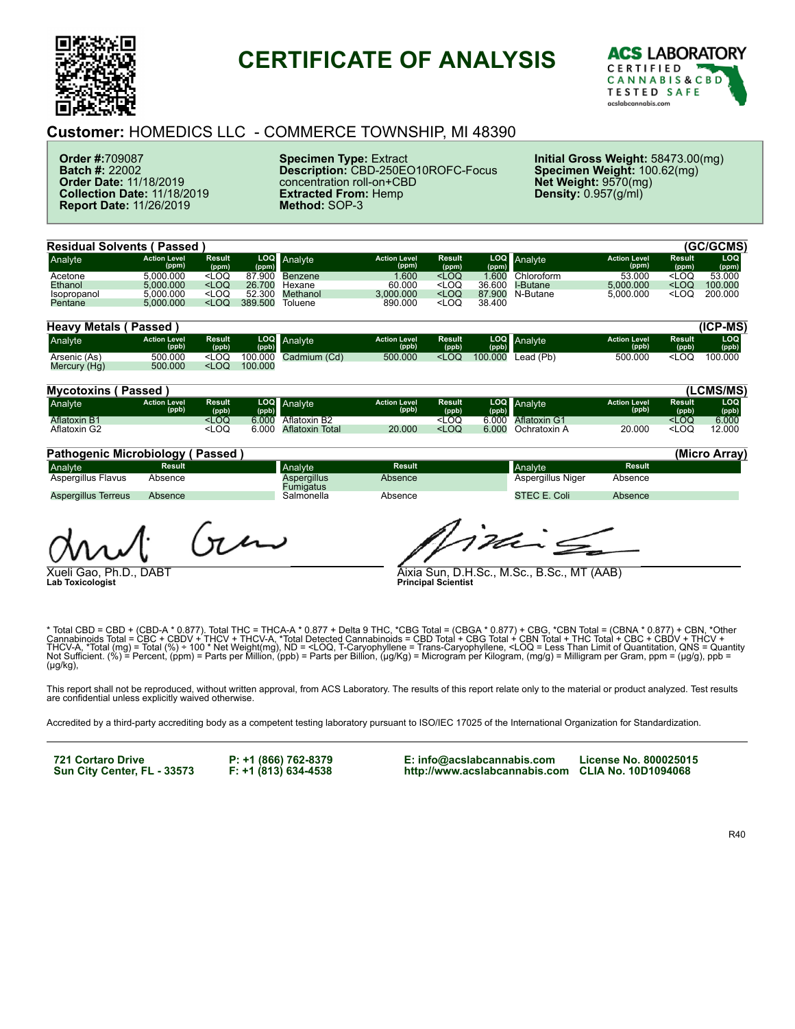# CERTIFICATE OF ANALYSIS

## Customer: HOMEDICS LLC - COMMERCE TOWNSHIP, MI 48390

**Order #:** 709087
**Batch #:** 22002
**Order Date:** 11/18/2019
**Collection Date:** 11/18/2019
**Report Date:** 11/26/2019

**Specimen Type:** Extract
**Description:** CBD-250EO10ROFC-Focus concentration roll-on+CBD
**Extracted From:** Hemp
**Method:** SOP-3

**Initial Gross Weight:** 58473.00(mg)
**Specimen Weight:** 100.62(mg)
**Net Weight:** 9570(mg)
**Density:** 0.957(g/ml)

### Residual Solvents ( Passed ) (GC/GCMS)

| Analyte | Action Level (ppm) | Result (ppm) | LOQ (ppm) | Analyte | Action Level (ppm) | Result (ppm) | LOQ (ppm) | Analyte | Action Level (ppm) | Result (ppm) | LOQ (ppm) |
|---|---|---|---|---|---|---|---|---|---|---|---|
| Acetone | 5,000.000 | <LOQ | 87.900 | Benzene | 1.600 | <LOQ | 1.600 | Chloroform | 53.000 | <LOQ | 53.000 |
| Ethanol | 5,000.000 | <LOQ | 26.700 | Hexane | 60.000 | <LOQ | 36.600 | I-Butane | 5,000.000 | <LOQ | 100.000 |
| Isopropanol | 5,000.000 | <LOQ | 52.300 | Methanol | 3,000.000 | <LOQ | 87.900 | N-Butane | 5,000.000 | <LOQ | 200.000 |
| Pentane | 5,000.000 | <LOQ | 389.500 | Toluene | 890.000 | <LOQ | 38.400 | | | | |

### Heavy Metals ( Passed ) (ICP-MS)

| Analyte | Action Level (ppb) | Result (ppb) | LOQ (ppb) | Analyte | Action Level (ppb) | Result (ppb) | LOQ (ppb) | Analyte | Action Level (ppb) | Result (ppb) | LOQ (ppb) |
|---|---|---|---|---|---|---|---|---|---|---|---|
| Arsenic (As) | 500.000 | <LOQ | 100.000 | Cadmium (Cd) | 500.000 | <LOQ | 100.000 | Lead (Pb) | 500.000 | <LOQ | 100.000 |
| Mercury (Hg) | 500.000 | <LOQ | 100.000 | | | | | | | | |

### Mycotoxins ( Passed ) (LCMS/MS)

| Analyte | Action Level (ppb) | Result (ppb) | LOQ (ppb) | Analyte | Action Level (ppb) | Result (ppb) | LOQ (ppb) | Analyte | Action Level (ppb) | Result (ppb) | LOQ (ppb) |
|---|---|---|---|---|---|---|---|---|---|---|---|
| Aflatoxin B1 | | <LOQ | 6.000 | Aflatoxin B2 | | <LOQ | 6.000 | Aflatoxin G1 | | <LOQ | 6.000 |
| Aflatoxin G2 | | <LOQ | 6.000 | Aflatoxin Total | 20.000 | <LOQ | 6.000 | Ochratoxin A | 20.000 | <LOQ | 12.000 |

### Pathogenic Microbiology ( Passed ) (Micro Array)

| Analyte | Result | Analyte | Result | Analyte | Result |
|---|---|---|---|---|---|
| Aspergillus Flavus | Absence | Aspergillus Fumigatus | Absence | Aspergillus Niger | Absence |
| Aspergillus Terreus | Absence | Salmonella | Absence | STEC E. Coli | Absence |

Xueli Gao, Ph.D., DABT
**Lab Toxicologist**

Aixia Sun, D.H.Sc., M.Sc., B.Sc., MT (AAB)
**Principal Scientist**

* Total CBD = CBD + (CBD-A * 0.877). Total THC = THCA-A * 0.877 + Delta 9 THC, *CBG Total = (CBGA * 0.877) + CBG, *CBN Total = (CBNA * 0.877) + CBN, *Other Cannabinoids Total = CBC + CBDV + THCV + THCV-A, *Total Detected Cannabinoids = CBD Total + CBG Total + CBN Total + THC Total + CBC + CBDV + THCV + THCV-A, *Total (mg) = Total (%) ÷ 100 * Net Weight(mg), ND = <LOQ, T-Caryophyllene = Trans-Caryophyllene, <LOQ = Less Than Limit of Quantitation, QNS = Quantity Not Sufficient. (%) = Percent, (ppm) = Parts per Million, (ppb) = Parts per Billion, (µg/Kg) = Microgram per Kilogram, (mg/g) = Milligram per Gram, ppm = (µg/g), ppb = (µg/kg),

This report shall not be reproduced, without written approval, from ACS Laboratory. The results of this report relate only to the material or product analyzed. Test results are confidential unless explicitly waived otherwise.

Accredited by a third-party accrediting body as a competent testing laboratory pursuant to ISO/IEC 17025 of the International Organization for Standardization.

**721 Cortaro Drive**
**Sun City Center, FL - 33573**

**P: +1 (866) 762-8379**
**F: +1 (813) 634-4538**

**E: info@acslabcannabis.com**
**http://www.acslabcannabis.com**

**License No. 800025015**
**CLIA No. 10D1094068**

R40